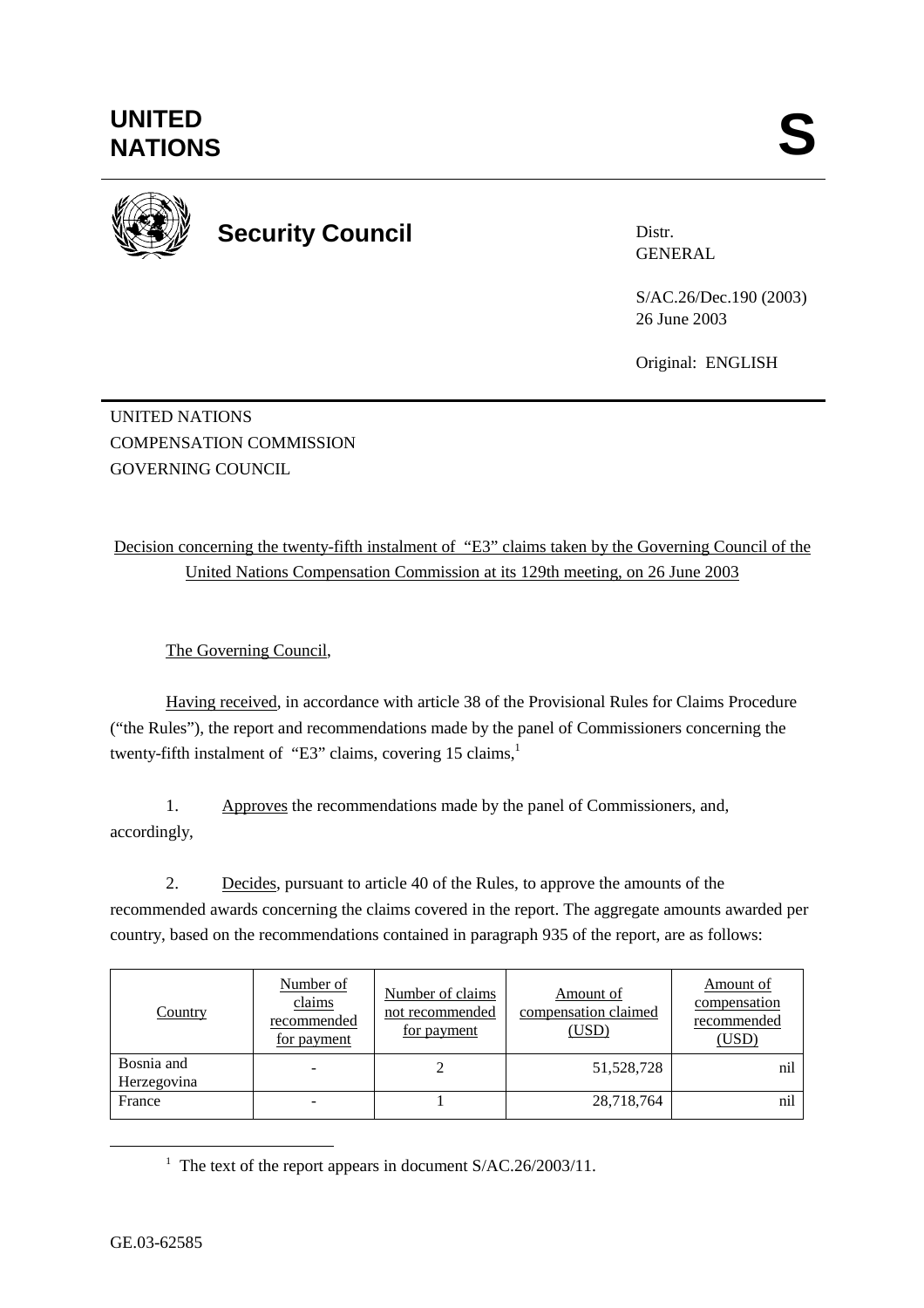# UNITED NATIONS

**S**

**Security Council**

Distr.
GENERAL

S/AC.26/Dec.190 (2003)
26 June 2003

Original: ENGLISH

UNITED NATIONS
COMPENSATION COMMISSION
GOVERNING COUNCIL

Decision concerning the twenty-fifth instalment of "E3" claims taken by the Governing Council of the United Nations Compensation Commission at its 129th meeting, on 26 June 2003

The Governing Council,

Having received, in accordance with article 38 of the Provisional Rules for Claims Procedure ("the Rules"), the report and recommendations made by the panel of Commissioners concerning the twenty-fifth instalment of "E3" claims, covering 15 claims,[1]

1. Approves the recommendations made by the panel of Commissioners, and, accordingly,

2. Decides, pursuant to article 40 of the Rules, to approve the amounts of the recommended awards concerning the claims covered in the report. The aggregate amounts awarded per country, based on the recommendations contained in paragraph 935 of the report, are as follows:

| Country | Number of claims recommended for payment | Number of claims not recommended for payment | Amount of compensation claimed (USD) | Amount of compensation recommended (USD) |
|---|---|---|---|---|
| Bosnia and Herzegovina | - | 2 | 51,528,728 | nil |
| France | - | 1 | 28,718,764 | nil |

[1] The text of the report appears in document S/AC.26/2003/11.

GE.03-62585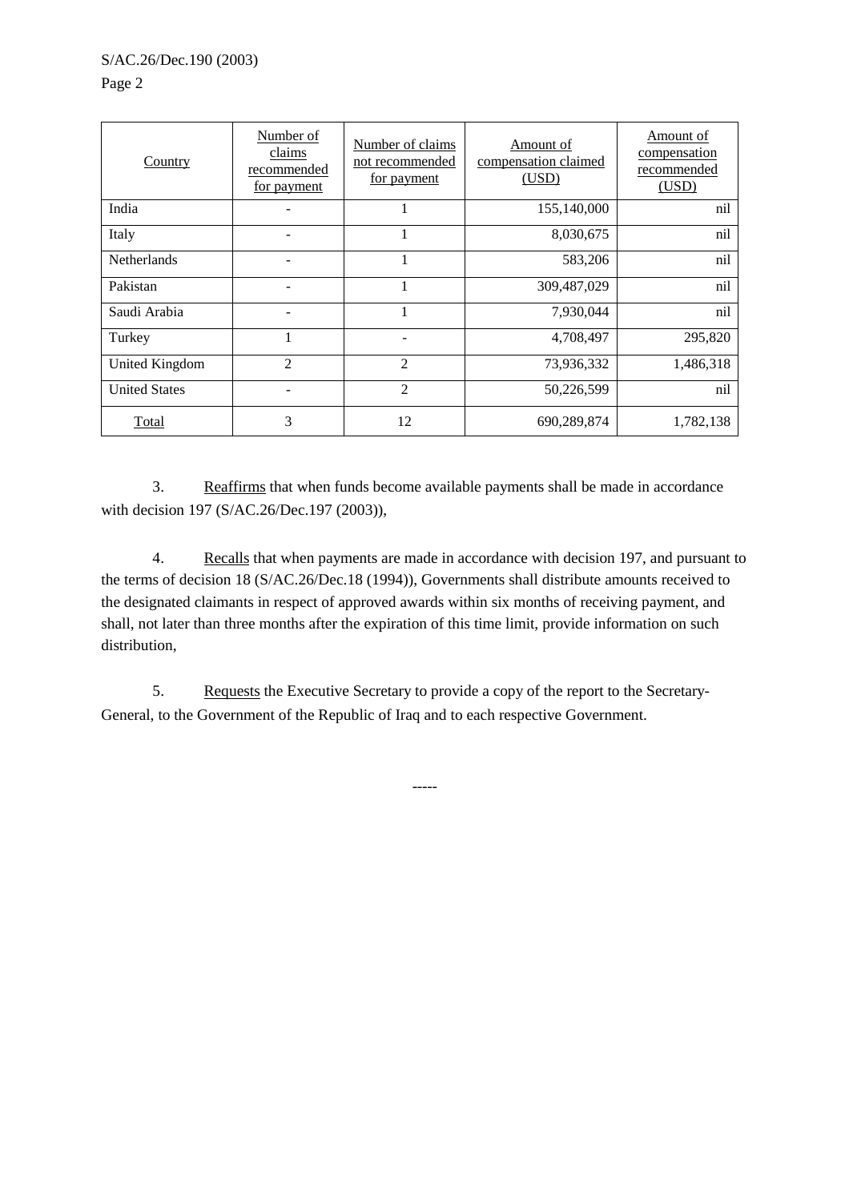| Country | Number of claims recommended for payment | Number of claims not recommended for payment | Amount of compensation claimed (USD) | Amount of compensation recommended (USD) |
|---|---|---|---|---|
| India | - | 1 | 155,140,000 | nil |
| Italy | - | 1 | 8,030,675 | nil |
| Netherlands | - | 1 | 583,206 | nil |
| Pakistan | - | 1 | 309,487,029 | nil |
| Saudi Arabia | - | 1 | 7,930,044 | nil |
| Turkey | 1 | - | 4,708,497 | 295,820 |
| United Kingdom | 2 | 2 | 73,936,332 | 1,486,318 |
| United States | - | 2 | 50,226,599 | nil |
| Total | 3 | 12 | 690,289,874 | 1,782,138 |

3. Reaffirms that when funds become available payments shall be made in accordance with decision 197 (S/AC.26/Dec.197 (2003)),

4. Recalls that when payments are made in accordance with decision 197, and pursuant to the terms of decision 18 (S/AC.26/Dec.18 (1994)), Governments shall distribute amounts received to the designated claimants in respect of approved awards within six months of receiving payment, and shall, not later than three months after the expiration of this time limit, provide information on such distribution,

5. Requests the Executive Secretary to provide a copy of the report to the Secretary-General, to the Government of the Republic of Iraq and to each respective Government.

-----